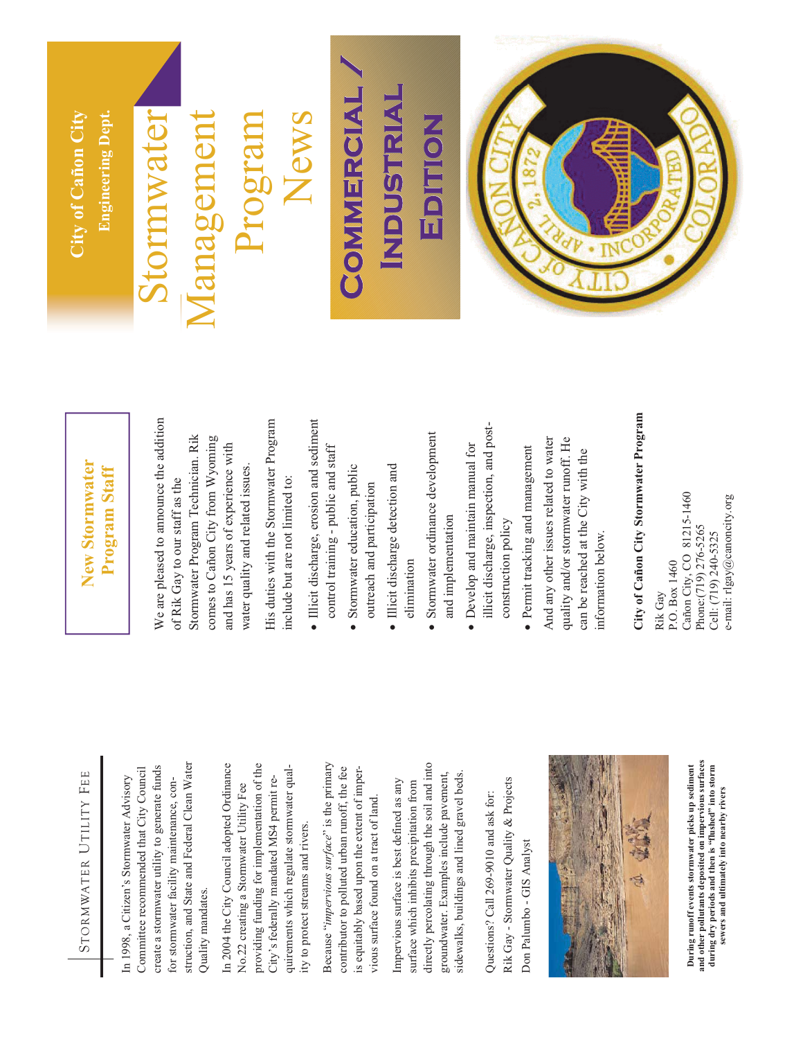# Stormwater Utility Fee

In 1998, a Citizen's Stormwater Advisory Committee recommended that City Council create a stormwater utility to generate funds for stormwater facility maintenance, construction, and State and Federal Clean Water Quality mandates.

In 2004 the City Council adopted Ordinance No.22 creating a Stormwater Utility Fee providing funding for implementation of the City's federally mandated MS4 permit requirements which regulate stormwater quality to protect streams and rivers.

Because "*impervious surface*" is the primary contributor to polluted urban runoff, the fee is equitably based upon the extent of impervious surface found on a tract of land.

Impervious surface is best defined as any surface which inhibits precipitation from directly percolating through the soil and into groundwater. Examples include pavement, sidewalks, buildings and lined gravel beds.

Questions? Call 269-9010 and ask for:

Rik Gay - Stormwater Quality & Projects

Don Palumbo - GIS Analyst

**During runoff events stormwater picks up sediment and other pollutants deposited on impervious surfaces during dry periods and then is "flushed" into storm sewers and ultimately into nearby rivers**

## New Stormwater Program Staff

We are pleased to announce the addition of Rik Gay to our staff as the Stormwater Program Technician. Rik comes to Cañon City from Wyoming and has 15 years of experience with water quality and related issues.

His duties with the Stormwater Program include but are not limited to:

- Illicit discharge, erosion and sediment control training - public and staff
- Stormwater education, public outreach and participation
- Illicit discharge detection and elimination
- Stormwater ordinance development and implementation
- Develop and maintain manual for illicit discharge, inspection, and post-construction policy
- Permit tracking and management

And any other issues related to water quality and/or stormwater runoff. He can be reached at the City with the information below.

**City of Cañon City Stormwater Program**

Rik Gay
P.O. Box 1460
Cañon City, CO 81215-1460
Phone:(719) 276-5265
Cell: (719) 240-5325
e-mail: rlgay@canoncity.org

**City of Cañon City**
**Engineering Dept.**

# Stormwater Management Program News

## Commercial / Industrial Edition

City of Cañon City • Incorporated • April 2, 1872 • Colorado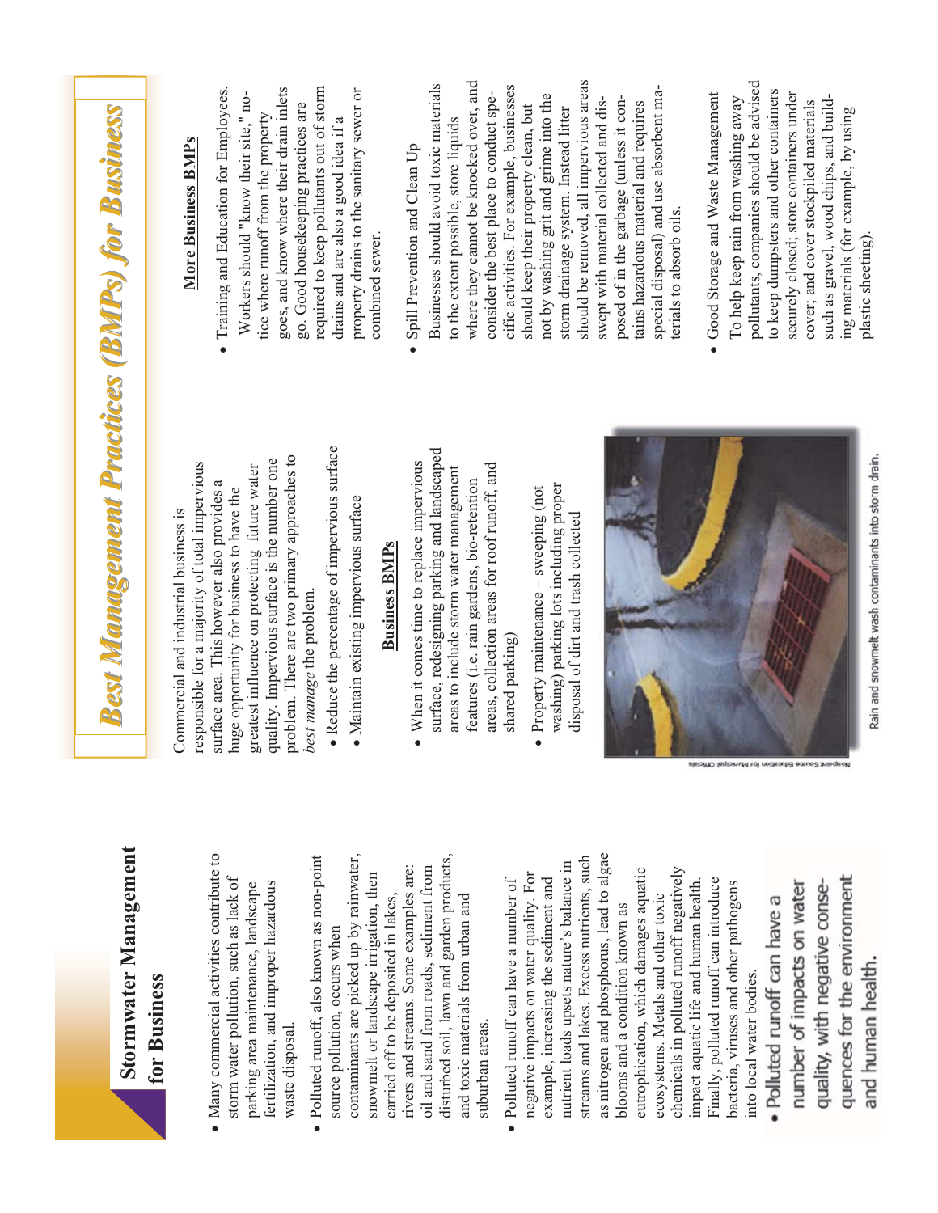## Stormwater Management for Business

- Many commercial activities contribute to storm water pollution, such as lack of parking area maintenance, landscape fertilization, and improper hazardous waste disposal.
- Polluted runoff, also known as non-point source pollution, occurs when contaminants are picked up by rainwater, snowmelt or landscape irrigation, then carried off to be deposited in lakes, rivers and streams. Some examples are: oil and sand from roads, sediment from disturbed soil, lawn and garden products, and toxic materials from urban and suburban areas.
- Polluted runoff can have a number of negative impacts on water quality. For example, increasing the sediment and nutrient loads upsets nature's balance in streams and lakes. Excess nutrients, such as nitrogen and phosphorus, lead to algae blooms and a condition known as eutrophication, which damages aquatic ecosystems. Metals and other toxic chemicals in polluted runoff negatively impact aquatic life and human health. Finally, polluted runoff can introduce bacteria, viruses and other pathogens into local water bodies.

- **Polluted runoff can have a number of impacts on water quality, with negative consequences for the environment and human health.**

# Best Management Practices (BMPs) for Business

Commercial and industrial business is responsible for a majority of total impervious surface area. This however also provides a huge opportunity for business to have the greatest influence on protecting future water quality. Impervious surface is the number one problem. There are two primary approaches to *best manage* the problem.

- Reduce the percentage of impervious surface
- Maintain existing impervious surface

**Business BMPs**

- When it comes time to replace impervious surface, redesigning parking and landscaped areas to include storm water management features (i.e. rain gardens, bio-retention areas, collection areas for roof runoff, and shared parking)
- Property maintenance – sweeping (not washing) parking lots including proper disposal of dirt and trash collected

Nonpoint Source Education for Municipal Officials

Rain and snowmelt wash contaminants into storm drain.

**More Business BMPs**

- Training and Education for Employees. Workers should "know their site," notice where runoff from the property goes, and know where their drain inlets go. Good housekeeping practices are required to keep pollutants out of storm drains and are also a good idea if a property drains to the sanitary sewer or combined sewer.
- Spill Prevention and Clean Up Businesses should avoid toxic materials to the extent possible, store liquids where they cannot be knocked over, and consider the best place to conduct specific activities. For example, businesses should keep their property clean, but not by washing grit and grime into the storm drainage system. Instead litter should be removed, all impervious areas swept with material collected and disposed of in the garbage (unless it contains hazardous material and requires special disposal) and use absorbent materials to absorb oils.
- Good Storage and Waste Management To help keep rain from washing away pollutants, companies should be advised to keep dumpsters and other containers securely closed; store containers under cover; and cover stockpiled materials such as gravel, wood chips, and building materials (for example, by using plastic sheeting).